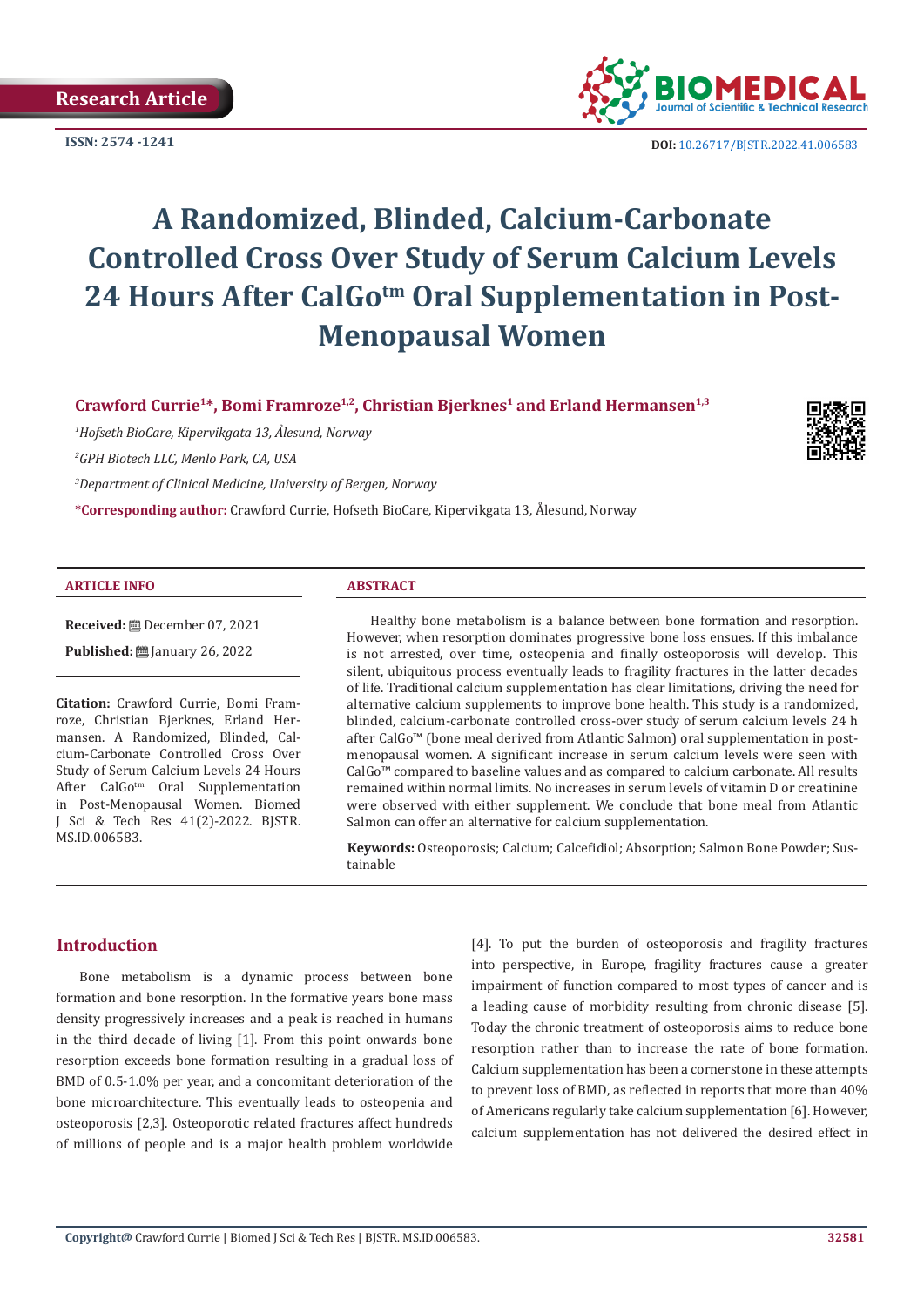Research Article

ISSN: 2574 -1241

DOI: 10.26717/BJSTR.2022.41.006583

# A Randomized, Blinded, Calcium-Carbonate Controlled Cross Over Study of Serum Calcium Levels 24 Hours After CalGo™ Oral Supplementation in Post-Menopausal Women

**Crawford Currie[1]*, Bomi Framroze[1,2], Christian Bjerknes[1] and Erland Hermansen[1,3]**

[1] *Hofseth BioCare, Kipervikgata 13, Ålesund, Norway*

[2] *GPH Biotech LLC, Menlo Park, CA, USA*

[3] *Department of Clinical Medicine, University of Bergen, Norway*

***Corresponding author:** Crawford Currie, Hofseth BioCare, Kipervikgata 13, Ålesund, Norway

## ARTICLE INFO

**Received:** December 07, 2021

**Published:** January 26, 2022

**Citation:** Crawford Currie, Bomi Framroze, Christian Bjerknes, Erland Hermansen. A Randomized, Blinded, Calcium-Carbonate Controlled Cross Over Study of Serum Calcium Levels 24 Hours After CalGo™ Oral Supplementation in Post-Menopausal Women. Biomed J Sci & Tech Res 41(2)-2022. BJSTR. MS.ID.006583.

## ABSTRACT

Healthy bone metabolism is a balance between bone formation and resorption. However, when resorption dominates progressive bone loss ensues. If this imbalance is not arrested, over time, osteopenia and finally osteoporosis will develop. This silent, ubiquitous process eventually leads to fragility fractures in the latter decades of life. Traditional calcium supplementation has clear limitations, driving the need for alternative calcium supplements to improve bone health. This study is a randomized, blinded, calcium-carbonate controlled cross-over study of serum calcium levels 24 h after CalGo™ (bone meal derived from Atlantic Salmon) oral supplementation in post-menopausal women. A significant increase in serum calcium levels were seen with CalGo™ compared to baseline values and as compared to calcium carbonate. All results remained within normal limits. No increases in serum levels of vitamin D or creatinine were observed with either supplement. We conclude that bone meal from Atlantic Salmon can offer an alternative for calcium supplementation.

**Keywords:** Osteoporosis; Calcium; Calcefidiol; Absorption; Salmon Bone Powder; Sustainable

## Introduction

Bone metabolism is a dynamic process between bone formation and bone resorption. In the formative years bone mass density progressively increases and a peak is reached in humans in the third decade of living [1]. From this point onwards bone resorption exceeds bone formation resulting in a gradual loss of BMD of 0.5-1.0% per year, and a concomitant deterioration of the bone microarchitecture. This eventually leads to osteopenia and osteoporosis [2,3]. Osteoporotic related fractures affect hundreds of millions of people and is a major health problem worldwide [4]. To put the burden of osteoporosis and fragility fractures into perspective, in Europe, fragility fractures cause a greater impairment of function compared to most types of cancer and is a leading cause of morbidity resulting from chronic disease [5]. Today the chronic treatment of osteoporosis aims to reduce bone resorption rather than to increase the rate of bone formation. Calcium supplementation has been a cornerstone in these attempts to prevent loss of BMD, as reflected in reports that more than 40% of Americans regularly take calcium supplementation [6]. However, calcium supplementation has not delivered the desired effect in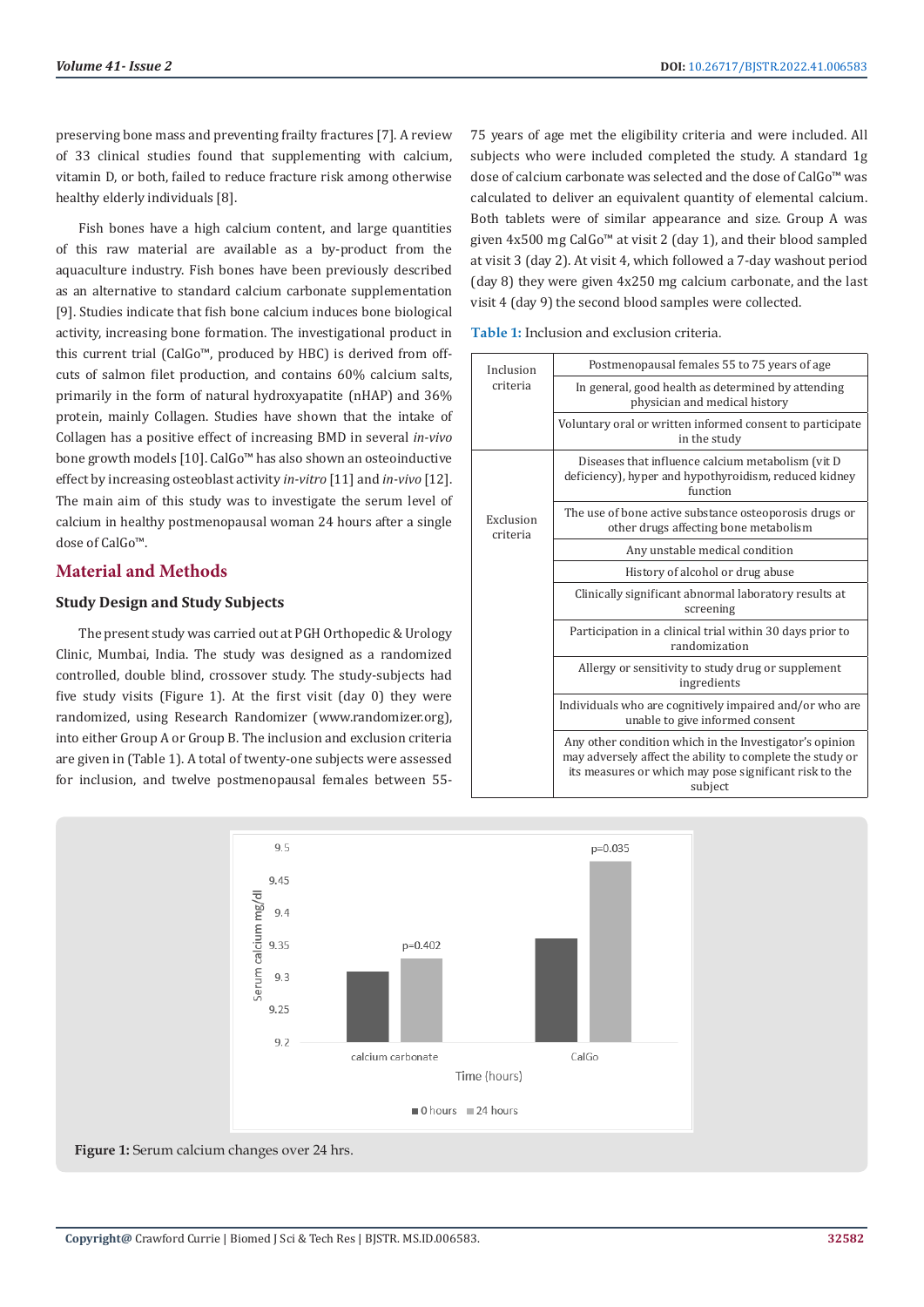preserving bone mass and preventing frailty fractures [7]. A review of 33 clinical studies found that supplementing with calcium, vitamin D, or both, failed to reduce fracture risk among otherwise healthy elderly individuals [8].

Fish bones have a high calcium content, and large quantities of this raw material are available as a by-product from the aquaculture industry. Fish bones have been previously described as an alternative to standard calcium carbonate supplementation [9]. Studies indicate that fish bone calcium induces bone biological activity, increasing bone formation. The investigational product in this current trial (CalGo™, produced by HBC) is derived from off-cuts of salmon filet production, and contains 60% calcium salts, primarily in the form of natural hydroxyapatite (nHAP) and 36% protein, mainly Collagen. Studies have shown that the intake of Collagen has a positive effect of increasing BMD in several *in-vivo* bone growth models [10]. CalGo™ has also shown an osteoinductive effect by increasing osteoblast activity *in-vitro* [11] and *in-vivo* [12]. The main aim of this study was to investigate the serum level of calcium in healthy postmenopausal woman 24 hours after a single dose of CalGo™.

## Material and Methods

### Study Design and Study Subjects

The present study was carried out at PGH Orthopedic & Urology Clinic, Mumbai, India. The study was designed as a randomized controlled, double blind, crossover study. The study-subjects had five study visits (Figure 1). At the first visit (day 0) they were randomized, using Research Randomizer (www.randomizer.org), into either Group A or Group B. The inclusion and exclusion criteria are given in (Table 1). A total of twenty-one subjects were assessed for inclusion, and twelve postmenopausal females between 55-75 years of age met the eligibility criteria and were included. All subjects who were included completed the study. A standard 1g dose of calcium carbonate was selected and the dose of CalGo™ was calculated to deliver an equivalent quantity of elemental calcium. Both tablets were of similar appearance and size. Group A was given 4x500 mg CalGo™ at visit 2 (day 1), and their blood sampled at visit 3 (day 2). At visit 4, which followed a 7-day washout period (day 8) they were given 4x250 mg calcium carbonate, and the last visit 4 (day 9) the second blood samples were collected.

**Table 1:** Inclusion and exclusion criteria.

| | |
|---|---|
| Inclusion criteria | Postmenopausal females 55 to 75 years of age |
| | In general, good health as determined by attending physician and medical history |
| | Voluntary oral or written informed consent to participate in the study |
| Exclusion criteria | Diseases that influence calcium metabolism (vit D deficiency), hyper and hypothyroidism, reduced kidney function |
| | The use of bone active substance osteoporosis drugs or other drugs affecting bone metabolism |
| | Any unstable medical condition |
| | History of alcohol or drug abuse |
| | Clinically significant abnormal laboratory results at screening |
| | Participation in a clinical trial within 30 days prior to randomization |
| | Allergy or sensitivity to study drug or supplement ingredients |
| | Individuals who are cognitively impaired and/or who are unable to give informed consent |
| | Any other condition which in the Investigator's opinion may adversely affect the ability to complete the study or its measures or which may pose significant risk to the subject |

**Figure 1:** Serum calcium changes over 24 hrs.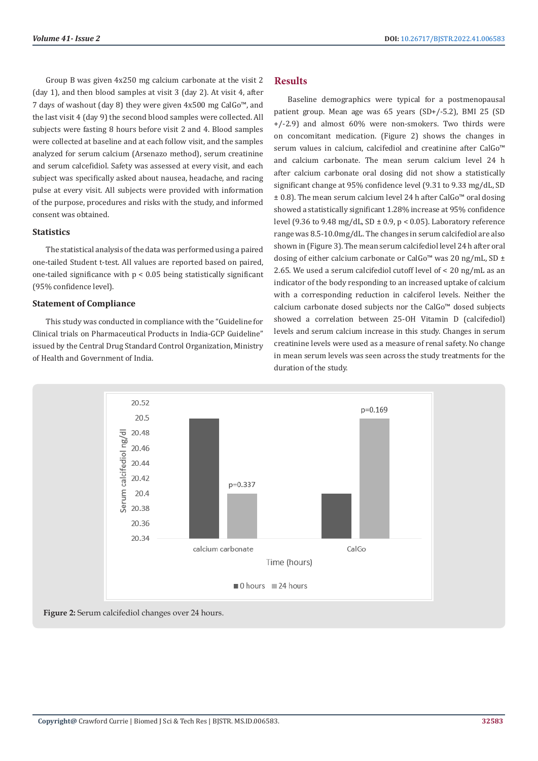Group B was given 4x250 mg calcium carbonate at the visit 2 (day 1), and then blood samples at visit 3 (day 2). At visit 4, after 7 days of washout (day 8) they were given 4x500 mg CalGo™, and the last visit 4 (day 9) the second blood samples were collected. All subjects were fasting 8 hours before visit 2 and 4. Blood samples were collected at baseline and at each follow visit, and the samples analyzed for serum calcium (Arsenazo method), serum creatinine and serum calcefidiol. Safety was assessed at every visit, and each subject was specifically asked about nausea, headache, and racing pulse at every visit. All subjects were provided with information of the purpose, procedures and risks with the study, and informed consent was obtained.

### Statistics

The statistical analysis of the data was performed using a paired one-tailed Student t-test. All values are reported based on paired, one-tailed significance with $p < 0.05$ being statistically significant (95% confidence level).

### Statement of Compliance

This study was conducted in compliance with the "Guideline for Clinical trials on Pharmaceutical Products in India-GCP Guideline" issued by the Central Drug Standard Control Organization, Ministry of Health and Government of India.

## Results

Baseline demographics were typical for a postmenopausal patient group. Mean age was 65 years (SD+/-5.2), BMI 25 (SD +/-2.9) and almost 60% were non-smokers. Two thirds were on concomitant medication. (Figure 2) shows the changes in serum values in calcium, calcifediol and creatinine after CalGo™ and calcium carbonate. The mean serum calcium level 24 h after calcium carbonate oral dosing did not show a statistically significant change at 95% confidence level (9.31 to 9.33 mg/dL, SD ± 0.8). The mean serum calcium level 24 h after CalGo™ oral dosing showed a statistically significant 1.28% increase at 95% confidence level (9.36 to 9.48 mg/dL, SD ± 0.9, $p < 0.05$). Laboratory reference range was 8.5-10.0mg/dL. The changes in serum calcifediol are also shown in (Figure 3). The mean serum calcifediol level 24 h after oral dosing of either calcium carbonate or CalGo™ was 20 ng/mL, SD ± 2.65. We used a serum calcifediol cutoff level of < 20 ng/mL as an indicator of the body responding to an increased uptake of calcium with a corresponding reduction in calciferol levels. Neither the calcium carbonate dosed subjects nor the CalGo™ dosed subjects showed a correlation between 25-OH Vitamin D (calcifediol) levels and serum calcium increase in this study. Changes in serum creatinine levels were used as a measure of renal safety. No change in mean serum levels was seen across the study treatments for the duration of the study.

**Figure 2:** Serum calcifediol changes over 24 hours.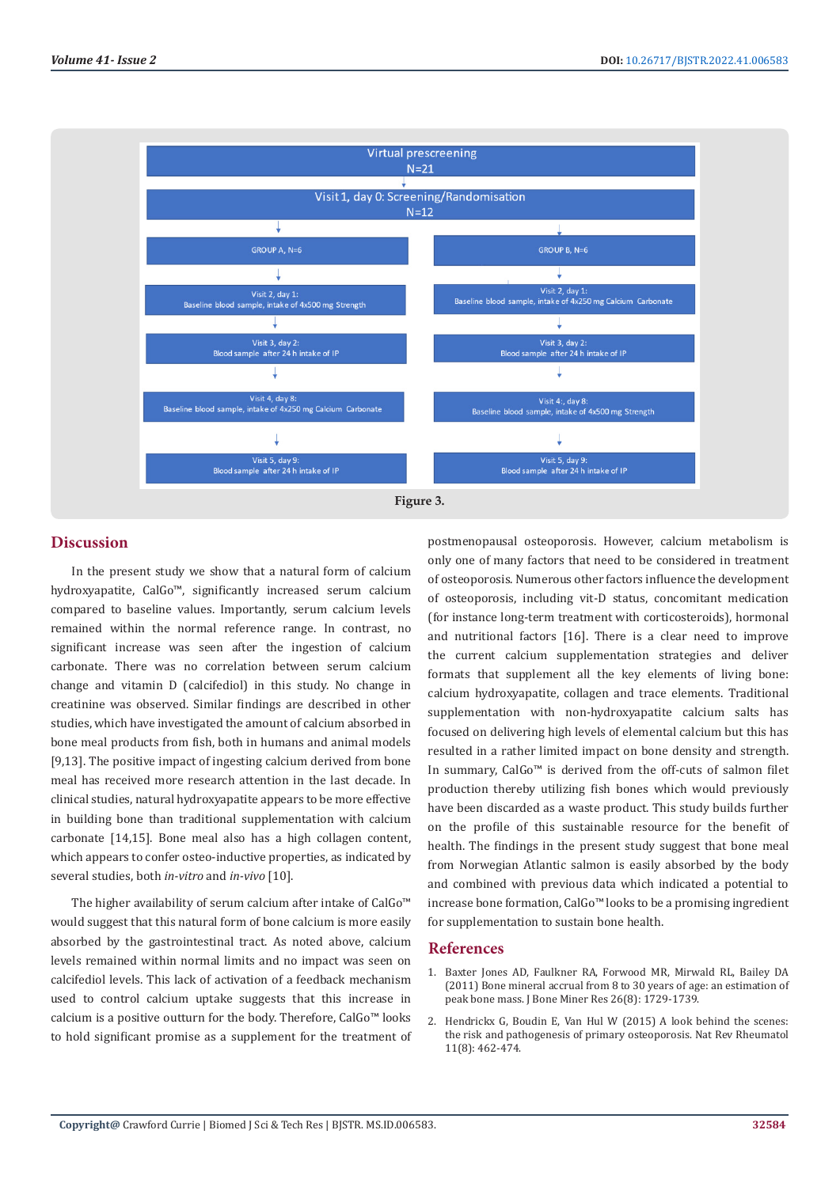Virtual prescreening
N=21

Visit 1, day 0: Screening/Randomisation
N=12

| GROUP A, N=6 | GROUP B, N=6 |
| --- | --- |
| Visit 2, day 1: Baseline blood sample, intake of 4x500 mg Strength | Visit 2, day 1: Baseline blood sample, intake of 4x250 mg Calcium Carbonate |
| Visit 3, day 2: Blood sample after 24 h intake of IP | Visit 3, day 2: Blood sample after 24 h intake of IP |
| Visit 4, day 8: Baseline blood sample, intake of 4x250 mg Calcium Carbonate | Visit 4:, day 8: Baseline blood sample, intake of 4x500 mg Strength |
| Visit 5, day 9: Blood sample after 24 h intake of IP | Visit 5, day 9: Blood sample after 24 h intake of IP |

**Figure 3.**

## Discussion

In the present study we show that a natural form of calcium hydroxyapatite, CalGo™, significantly increased serum calcium compared to baseline values. Importantly, serum calcium levels remained within the normal reference range. In contrast, no significant increase was seen after the ingestion of calcium carbonate. There was no correlation between serum calcium change and vitamin D (calcifediol) in this study. No change in creatinine was observed. Similar findings are described in other studies, which have investigated the amount of calcium absorbed in bone meal products from fish, both in humans and animal models [9,13]. The positive impact of ingesting calcium derived from bone meal has received more research attention in the last decade. In clinical studies, natural hydroxyapatite appears to be more effective in building bone than traditional supplementation with calcium carbonate [14,15]. Bone meal also has a high collagen content, which appears to confer osteo-inductive properties, as indicated by several studies, both *in-vitro* and *in-vivo* [10].

The higher availability of serum calcium after intake of CalGo™ would suggest that this natural form of bone calcium is more easily absorbed by the gastrointestinal tract. As noted above, calcium levels remained within normal limits and no impact was seen on calcifediol levels. This lack of activation of a feedback mechanism used to control calcium uptake suggests that this increase in calcium is a positive outturn for the body. Therefore, CalGo™ looks to hold significant promise as a supplement for the treatment of postmenopausal osteoporosis. However, calcium metabolism is only one of many factors that need to be considered in treatment of osteoporosis. Numerous other factors influence the development of osteoporosis, including vit-D status, concomitant medication (for instance long-term treatment with corticosteroids), hormonal and nutritional factors [16]. There is a clear need to improve the current calcium supplementation strategies and deliver formats that supplement all the key elements of living bone: calcium hydroxyapatite, collagen and trace elements. Traditional supplementation with non-hydroxyapatite calcium salts has focused on delivering high levels of elemental calcium but this has resulted in a rather limited impact on bone density and strength. In summary, CalGo™ is derived from the off-cuts of salmon filet production thereby utilizing fish bones which would previously have been discarded as a waste product. This study builds further on the profile of this sustainable resource for the benefit of health. The findings in the present study suggest that bone meal from Norwegian Atlantic salmon is easily absorbed by the body and combined with previous data which indicated a potential to increase bone formation, CalGo™ looks to be a promising ingredient for supplementation to sustain bone health.

## References

1. Baxter Jones AD, Faulkner RA, Forwood MR, Mirwald RL, Bailey DA (2011) Bone mineral accrual from 8 to 30 years of age: an estimation of peak bone mass. J Bone Miner Res 26(8): 1729-1739.
2. Hendrickx G, Boudin E, Van Hul W (2015) A look behind the scenes: the risk and pathogenesis of primary osteoporosis. Nat Rev Rheumatol 11(8): 462-474.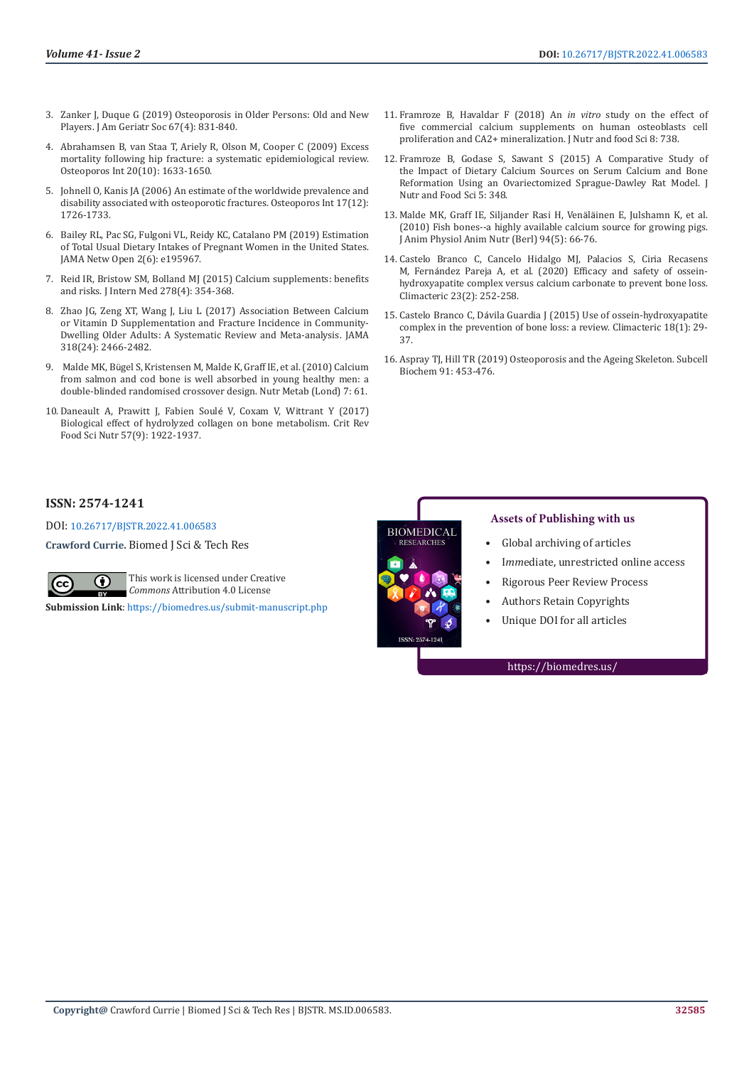3. Zanker J, Duque G (2019) Osteoporosis in Older Persons: Old and New Players. J Am Geriatr Soc 67(4): 831-840.
4. Abrahamsen B, van Staa T, Ariely R, Olson M, Cooper C (2009) Excess mortality following hip fracture: a systematic epidemiological review. Osteoporos Int 20(10): 1633-1650.
5. Johnell O, Kanis JA (2006) An estimate of the worldwide prevalence and disability associated with osteoporotic fractures. Osteoporos Int 17(12): 1726-1733.
6. Bailey RL, Pac SG, Fulgoni VL, Reidy KC, Catalano PM (2019) Estimation of Total Usual Dietary Intakes of Pregnant Women in the United States. JAMA Netw Open 2(6): e195967.
7. Reid IR, Bristow SM, Bolland MJ (2015) Calcium supplements: benefits and risks. J Intern Med 278(4): 354-368.
8. Zhao JG, Zeng XT, Wang J, Liu L (2017) Association Between Calcium or Vitamin D Supplementation and Fracture Incidence in Community-Dwelling Older Adults: A Systematic Review and Meta-analysis. JAMA 318(24): 2466-2482.
9. Malde MK, Bügel S, Kristensen M, Malde K, Graff IE, et al. (2010) Calcium from salmon and cod bone is well absorbed in young healthy men: a double-blinded randomised crossover design. Nutr Metab (Lond) 7: 61.
10. Daneault A, Prawitt J, Fabien Soulé V, Coxam V, Wittrant Y (2017) Biological effect of hydrolyzed collagen on bone metabolism. Crit Rev Food Sci Nutr 57(9): 1922-1937.
11. Framroze B, Havaldar F (2018) An *in vitro* study on the effect of five commercial calcium supplements on human osteoblasts cell proliferation and CA2+ mineralization. J Nutr and food Sci 8: 738.
12. Framroze B, Godase S, Sawant S (2015) A Comparative Study of the Impact of Dietary Calcium Sources on Serum Calcium and Bone Reformation Using an Ovariectomized Sprague-Dawley Rat Model. J Nutr and Food Sci 5: 348.
13. Malde MK, Graff IE, Siljander Rasi H, Venäläinen E, Julshamn K, et al. (2010) Fish bones--a highly available calcium source for growing pigs. J Anim Physiol Anim Nutr (Berl) 94(5): 66-76.
14. Castelo Branco C, Cancelo Hidalgo MJ, Palacios S, Ciria Recasens M, Fernández Pareja A, et al. (2020) Efficacy and safety of ossein-hydroxyapatite complex versus calcium carbonate to prevent bone loss. Climacteric 23(2): 252-258.
15. Castelo Branco C, Dávila Guardia J (2015) Use of ossein-hydroxyapatite complex in the prevention of bone loss: a review. Climacteric 18(1): 29-37.
16. Aspray TJ, Hill TR (2019) Osteoporosis and the Ageing Skeleton. Subcell Biochem 91: 453-476.

**ISSN: 2574-1241**

DOI: 10.26717/BJSTR.2022.41.006583

**Crawford Currie.** Biomed J Sci & Tech Res

This work is licensed under Creative *Commons* Attribution 4.0 License

**Submission Link**: https://biomedres.us/submit-manuscript.php

**Assets of Publishing with us**

- Global archiving of articles
- Immediate, unrestricted online access
- Rigorous Peer Review Process
- Authors Retain Copyrights
- Unique DOI for all articles

https://biomedres.us/